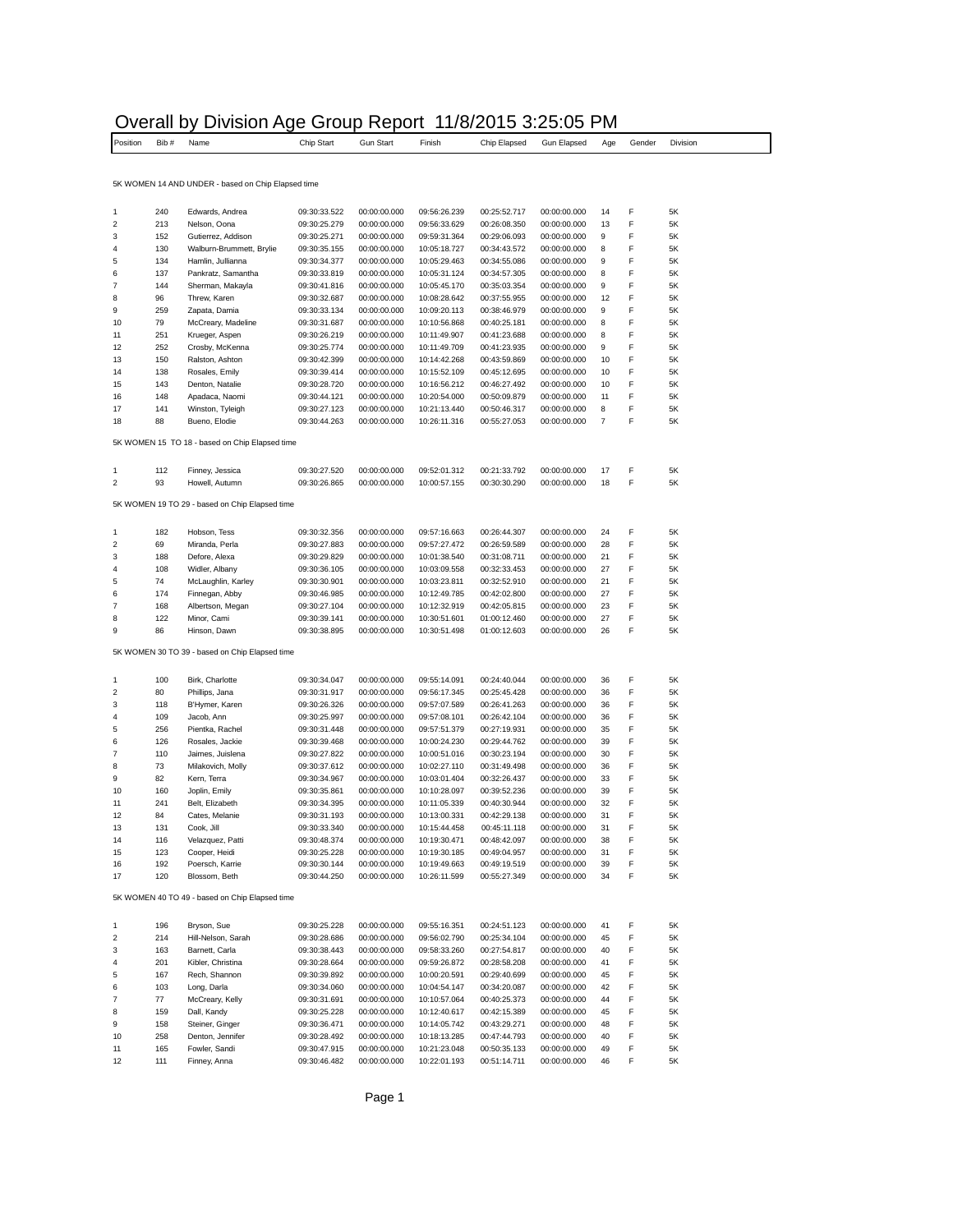# Overall by Division Age Group Report 11/8/2015 3:25:05 PM

| Position | Bib # | Name | Chip Start | Gun Start | Finish | Chip Elapsed | Gun Elapsed | Age | Gender | Division |
|---|---|---|---|---|---|---|---|---|---|---|

5K WOMEN 14 AND UNDER - based on Chip Elapsed time

| Position | Bib # | Name | Chip Start | Gun Start | Finish | Chip Elapsed | Gun Elapsed | Age | Gender | Division |
|---|---|---|---|---|---|---|---|---|---|---|
| 1 | 240 | Edwards, Andrea | 09:30:33.522 | 00:00:00.000 | 09:56:26.239 | 00:25:52.717 | 00:00:00.000 | 14 | F | 5K |
| 2 | 213 | Nelson, Oona | 09:30:25.279 | 00:00:00.000 | 09:56:33.629 | 00:26:08.350 | 00:00:00.000 | 13 | F | 5K |
| 3 | 152 | Gutierrez, Addison | 09:30:25.271 | 00:00:00.000 | 09:59:31.364 | 00:29:06.093 | 00:00:00.000 | 9 | F | 5K |
| 4 | 130 | Walburn-Brummett, Brylie | 09:30:35.155 | 00:00:00.000 | 10:05:18.727 | 00:34:43.572 | 00:00:00.000 | 8 | F | 5K |
| 5 | 134 | Hamlin, Jullianna | 09:30:34.377 | 00:00:00.000 | 10:05:29.463 | 00:34:55.086 | 00:00:00.000 | 9 | F | 5K |
| 6 | 137 | Pankratz, Samantha | 09:30:33.819 | 00:00:00.000 | 10:05:31.124 | 00:34:57.305 | 00:00:00.000 | 8 | F | 5K |
| 7 | 144 | Sherman, Makayla | 09:30:41.816 | 00:00:00.000 | 10:05:45.170 | 00:35:03.354 | 00:00:00.000 | 9 | F | 5K |
| 8 | 96 | Threw, Karen | 09:30:32.687 | 00:00:00.000 | 10:08:28.642 | 00:37:55.955 | 00:00:00.000 | 12 | F | 5K |
| 9 | 259 | Zapata, Damia | 09:30:33.134 | 00:00:00.000 | 10:09:20.113 | 00:38:46.979 | 00:00:00.000 | 9 | F | 5K |
| 10 | 79 | McCreary, Madeline | 09:30:31.687 | 00:00:00.000 | 10:10:56.868 | 00:40:25.181 | 00:00:00.000 | 8 | F | 5K |
| 11 | 251 | Krueger, Aspen | 09:30:26.219 | 00:00:00.000 | 10:11:49.907 | 00:41:23.688 | 00:00:00.000 | 8 | F | 5K |
| 12 | 252 | Crosby, McKenna | 09:30:25.774 | 00:00:00.000 | 10:11:49.709 | 00:41:23.935 | 00:00:00.000 | 9 | F | 5K |
| 13 | 150 | Ralston, Ashton | 09:30:42.399 | 00:00:00.000 | 10:14:42.268 | 00:43:59.869 | 00:00:00.000 | 10 | F | 5K |
| 14 | 138 | Rosales, Emily | 09:30:39.414 | 00:00:00.000 | 10:15:52.109 | 00:45:12.695 | 00:00:00.000 | 10 | F | 5K |
| 15 | 143 | Denton, Natalie | 09:30:28.720 | 00:00:00.000 | 10:16:56.212 | 00:46:27.492 | 00:00:00.000 | 10 | F | 5K |
| 16 | 148 | Apadaca, Naomi | 09:30:44.121 | 00:00:00.000 | 10:20:54.000 | 00:50:09.879 | 00:00:00.000 | 11 | F | 5K |
| 17 | 141 | Winston, Tyleigh | 09:30:27.123 | 00:00:00.000 | 10:21:13.440 | 00:50:46.317 | 00:00:00.000 | 8 | F | 5K |
| 18 | 88 | Bueno, Elodie | 09:30:44.263 | 00:00:00.000 | 10:26:11.316 | 00:55:27.053 | 00:00:00.000 | 7 | F | 5K |

5K WOMEN 15 TO 18 - based on Chip Elapsed time

| Position | Bib # | Name | Chip Start | Gun Start | Finish | Chip Elapsed | Gun Elapsed | Age | Gender | Division |
|---|---|---|---|---|---|---|---|---|---|---|
| 1 | 112 | Finney, Jessica | 09:30:27.520 | 00:00:00.000 | 09:52:01.312 | 00:21:33.792 | 00:00:00.000 | 17 | F | 5K |
| 2 | 93 | Howell, Autumn | 09:30:26.865 | 00:00:00.000 | 10:00:57.155 | 00:30:30.290 | 00:00:00.000 | 18 | F | 5K |

5K WOMEN 19 TO 29 - based on Chip Elapsed time

| Position | Bib # | Name | Chip Start | Gun Start | Finish | Chip Elapsed | Gun Elapsed | Age | Gender | Division |
|---|---|---|---|---|---|---|---|---|---|---|
| 1 | 182 | Hobson, Tess | 09:30:32.356 | 00:00:00.000 | 09:57:16.663 | 00:26:44.307 | 00:00:00.000 | 24 | F | 5K |
| 2 | 69 | Miranda, Perla | 09:30:27.883 | 00:00:00.000 | 09:57:27.472 | 00:26:59.589 | 00:00:00.000 | 28 | F | 5K |
| 3 | 188 | Defore, Alexa | 09:30:29.829 | 00:00:00.000 | 10:01:38.540 | 00:31:08.711 | 00:00:00.000 | 21 | F | 5K |
| 4 | 108 | Widler, Albany | 09:30:36.105 | 00:00:00.000 | 10:03:09.558 | 00:32:33.453 | 00:00:00.000 | 27 | F | 5K |
| 5 | 74 | McLaughlin, Karley | 09:30:30.901 | 00:00:00.000 | 10:03:23.811 | 00:32:52.910 | 00:00:00.000 | 21 | F | 5K |
| 6 | 174 | Finnegan, Abby | 09:30:46.985 | 00:00:00.000 | 10:12:49.785 | 00:42:02.800 | 00:00:00.000 | 27 | F | 5K |
| 7 | 168 | Albertson, Megan | 09:30:27.104 | 00:00:00.000 | 10:12:32.919 | 00:42:05.815 | 00:00:00.000 | 23 | F | 5K |
| 8 | 122 | Minor, Cami | 09:30:39.141 | 00:00:00.000 | 10:30:51.601 | 01:00:12.460 | 00:00:00.000 | 27 | F | 5K |
| 9 | 86 | Hinson, Dawn | 09:30:38.895 | 00:00:00.000 | 10:30:51.498 | 01:00:12.603 | 00:00:00.000 | 26 | F | 5K |

5K WOMEN 30 TO 39 - based on Chip Elapsed time

| Position | Bib # | Name | Chip Start | Gun Start | Finish | Chip Elapsed | Gun Elapsed | Age | Gender | Division |
|---|---|---|---|---|---|---|---|---|---|---|
| 1 | 100 | Birk, Charlotte | 09:30:34.047 | 00:00:00.000 | 09:55:14.091 | 00:24:40.044 | 00:00:00.000 | 36 | F | 5K |
| 2 | 80 | Phillips, Jana | 09:30:31.917 | 00:00:00.000 | 09:56:17.345 | 00:25:45.428 | 00:00:00.000 | 36 | F | 5K |
| 3 | 118 | B'Hymer, Karen | 09:30:26.326 | 00:00:00.000 | 09:57:07.589 | 00:26:41.263 | 00:00:00.000 | 36 | F | 5K |
| 4 | 109 | Jacob, Ann | 09:30:25.997 | 00:00:00.000 | 09:57:08.101 | 00:26:42.104 | 00:00:00.000 | 36 | F | 5K |
| 5 | 256 | Pientka, Rachel | 09:30:31.448 | 00:00:00.000 | 09:57:51.379 | 00:27:19.931 | 00:00:00.000 | 35 | F | 5K |
| 6 | 126 | Rosales, Jackie | 09:30:39.468 | 00:00:00.000 | 10:00:24.230 | 00:29:44.762 | 00:00:00.000 | 39 | F | 5K |
| 7 | 110 | Jaimes, Juislena | 09:30:27.822 | 00:00:00.000 | 10:00:51.016 | 00:30:23.194 | 00:00:00.000 | 30 | F | 5K |
| 8 | 73 | Milakovich, Molly | 09:30:37.612 | 00:00:00.000 | 10:02:27.110 | 00:31:49.498 | 00:00:00.000 | 36 | F | 5K |
| 9 | 82 | Kern, Terra | 09:30:34.967 | 00:00:00.000 | 10:03:01.404 | 00:32:26.437 | 00:00:00.000 | 33 | F | 5K |
| 10 | 160 | Joplin, Emily | 09:30:35.861 | 00:00:00.000 | 10:10:28.097 | 00:39:52.236 | 00:00:00.000 | 39 | F | 5K |
| 11 | 241 | Belt, Elizabeth | 09:30:34.395 | 00:00:00.000 | 10:11:05.339 | 00:40:30.944 | 00:00:00.000 | 32 | F | 5K |
| 12 | 84 | Cates, Melanie | 09:30:31.193 | 00:00:00.000 | 10:13:00.331 | 00:42:29.138 | 00:00:00.000 | 31 | F | 5K |
| 13 | 131 | Cook, Jill | 09:30:33.340 | 00:00:00.000 | 10:15:44.458 | 00:45:11.118 | 00:00:00.000 | 31 | F | 5K |
| 14 | 116 | Velazquez, Patti | 09:30:48.374 | 00:00:00.000 | 10:19:30.471 | 00:48:42.097 | 00:00:00.000 | 38 | F | 5K |
| 15 | 123 | Cooper, Heidi | 09:30:25.228 | 00:00:00.000 | 10:19:30.185 | 00:49:04.957 | 00:00:00.000 | 31 | F | 5K |
| 16 | 192 | Poersch, Karrie | 09:30:30.144 | 00:00:00.000 | 10:19:49.663 | 00:49:19.519 | 00:00:00.000 | 39 | F | 5K |
| 17 | 120 | Blossom, Beth | 09:30:44.250 | 00:00:00.000 | 10:26:11.599 | 00:55:27.349 | 00:00:00.000 | 34 | F | 5K |

5K WOMEN 40 TO 49 - based on Chip Elapsed time

| Position | Bib # | Name | Chip Start | Gun Start | Finish | Chip Elapsed | Gun Elapsed | Age | Gender | Division |
|---|---|---|---|---|---|---|---|---|---|---|
| 1 | 196 | Bryson, Sue | 09:30:25.228 | 00:00:00.000 | 09:55:16.351 | 00:24:51.123 | 00:00:00.000 | 41 | F | 5K |
| 2 | 214 | Hill-Nelson, Sarah | 09:30:28.686 | 00:00:00.000 | 09:56:02.790 | 00:25:34.104 | 00:00:00.000 | 45 | F | 5K |
| 3 | 163 | Barnett, Carla | 09:30:38.443 | 00:00:00.000 | 09:58:33.260 | 00:27:54.817 | 00:00:00.000 | 40 | F | 5K |
| 4 | 201 | Kibler, Christina | 09:30:28.664 | 00:00:00.000 | 09:59:26.872 | 00:28:58.208 | 00:00:00.000 | 41 | F | 5K |
| 5 | 167 | Rech, Shannon | 09:30:39.892 | 00:00:00.000 | 10:00:20.591 | 00:29:40.699 | 00:00:00.000 | 45 | F | 5K |
| 6 | 103 | Long, Darla | 09:30:34.060 | 00:00:00.000 | 10:04:54.147 | 00:34:20.087 | 00:00:00.000 | 42 | F | 5K |
| 7 | 77 | McCreary, Kelly | 09:30:31.691 | 00:00:00.000 | 10:10:57.064 | 00:40:25.373 | 00:00:00.000 | 44 | F | 5K |
| 8 | 159 | Dall, Kandy | 09:30:25.228 | 00:00:00.000 | 10:12:40.617 | 00:42:15.389 | 00:00:00.000 | 45 | F | 5K |
| 9 | 158 | Steiner, Ginger | 09:30:36.471 | 00:00:00.000 | 10:14:05.742 | 00:43:29.271 | 00:00:00.000 | 48 | F | 5K |
| 10 | 258 | Denton, Jennifer | 09:30:28.492 | 00:00:00.000 | 10:18:13.285 | 00:47:44.793 | 00:00:00.000 | 40 | F | 5K |
| 11 | 165 | Fowler, Sandi | 09:30:47.915 | 00:00:00.000 | 10:21:23.048 | 00:50:35.133 | 00:00:00.000 | 49 | F | 5K |
| 12 | 111 | Finney, Anna | 09:30:46.482 | 00:00:00.000 | 10:22:01.193 | 00:51:14.711 | 00:00:00.000 | 46 | F | 5K |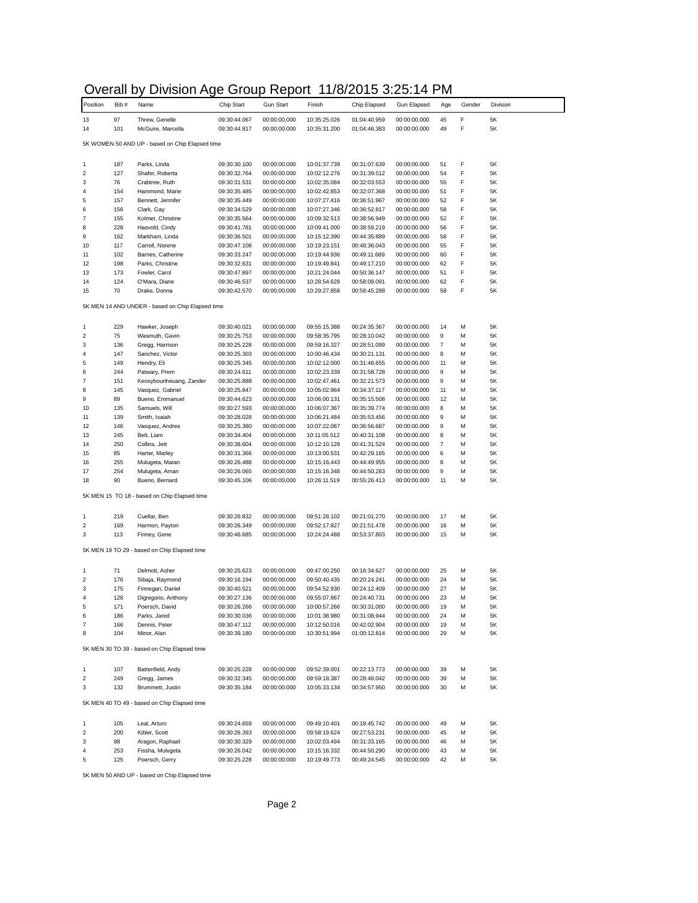# Overall by Division Age Group Report 11/8/2015 3:25:14 PM

| Position | Bib # | Name | Chip Start | Gun Start | Finish | Chip Elapsed | Gun Elapsed | Age | Gender | Division |
|---|---|---|---|---|---|---|---|---|---|---|
| 13 | 97 | Threw, Genelle | 09:30:44.067 | 00:00:00.000 | 10:35:25.026 | 01:04:40.959 | 00:00:00.000 | 45 | F | 5K |
| 14 | 101 | McGuire, Marcella | 09:30:44.817 | 00:00:00.000 | 10:35:31.200 | 01:04:46.383 | 00:00:00.000 | 49 | F | 5K |

5K WOMEN 50 AND UP - based on Chip Elapsed time

| Position | Bib # | Name | Chip Start | Gun Start | Finish | Chip Elapsed | Gun Elapsed | Age | Gender | Division |
|---|---|---|---|---|---|---|---|---|---|---|
| 1 | 187 | Parks, Linda | 09:30:30.100 | 00:00:00.000 | 10:01:37.739 | 00:31:07.639 | 00:00:00.000 | 51 | F | 5K |
| 2 | 127 | Shafer, Roberta | 09:30:32.764 | 00:00:00.000 | 10:02:12.276 | 00:31:39.512 | 00:00:00.000 | 54 | F | 5K |
| 3 | 76 | Crabtree, Ruth | 09:30:31.531 | 00:00:00.000 | 10:02:35.084 | 00:32:03.553 | 00:00:00.000 | 55 | F | 5K |
| 4 | 154 | Hammond, Marie | 09:30:35.485 | 00:00:00.000 | 10:02:42.853 | 00:32:07.368 | 00:00:00.000 | 51 | F | 5K |
| 5 | 157 | Bennett, Jennifer | 09:30:35.449 | 00:00:00.000 | 10:07:27.416 | 00:36:51.967 | 00:00:00.000 | 52 | F | 5K |
| 6 | 156 | Clark, Gay | 09:30:34.529 | 00:00:00.000 | 10:07:27.346 | 00:36:52.817 | 00:00:00.000 | 58 | F | 5K |
| 7 | 155 | Kolmer, Christine | 09:30:35.564 | 00:00:00.000 | 10:09:32.513 | 00:38:56.949 | 00:00:00.000 | 52 | F | 5K |
| 8 | 228 | Hasvold, Cindy | 09:30:41.781 | 00:00:00.000 | 10:09:41.000 | 00:38:59.219 | 00:00:00.000 | 56 | F | 5K |
| 9 | 162 | Markham, Linda | 09:30:36.501 | 00:00:00.000 | 10:15:12.390 | 00:44:35.889 | 00:00:00.000 | 58 | F | 5K |
| 10 | 117 | Carroll, Norene | 09:30:47.108 | 00:00:00.000 | 10:19:23.151 | 00:48:36.043 | 00:00:00.000 | 55 | F | 5K |
| 11 | 102 | Barnes, Catherine | 09:30:33.247 | 00:00:00.000 | 10:19:44.936 | 00:49:11.689 | 00:00:00.000 | 60 | F | 5K |
| 12 | 198 | Parks, Christine | 09:30:32.631 | 00:00:00.000 | 10:19:49.841 | 00:49:17.210 | 00:00:00.000 | 62 | F | 5K |
| 13 | 173 | Fowler, Carol | 09:30:47.897 | 00:00:00.000 | 10:21:24.044 | 00:50:36.147 | 00:00:00.000 | 51 | F | 5K |
| 14 | 124 | O'Mara, Diane | 09:30:46.537 | 00:00:00.000 | 10:28:54.628 | 00:58:08.091 | 00:00:00.000 | 62 | F | 5K |
| 15 | 70 | Drake, Donna | 09:30:42.570 | 00:00:00.000 | 10:29:27.858 | 00:58:45.288 | 00:00:00.000 | 58 | F | 5K |

5K MEN 14 AND UNDER - based on Chip Elapsed time

| Position | Bib # | Name | Chip Start | Gun Start | Finish | Chip Elapsed | Gun Elapsed | Age | Gender | Division |
|---|---|---|---|---|---|---|---|---|---|---|
| 1 | 229 | Hawker, Joseph | 09:30:40.021 | 00:00:00.000 | 09:55:15.388 | 00:24:35.367 | 00:00:00.000 | 14 | M | 5K |
| 2 | 75 | Wasmuth, Gavin | 09:30:25.753 | 00:00:00.000 | 09:58:35.795 | 00:28:10.042 | 00:00:00.000 | 9 | M | 5K |
| 3 | 136 | Gregg, Harrison | 09:30:25.228 | 00:00:00.000 | 09:59:16.327 | 00:28:51.099 | 00:00:00.000 | 7 | M | 5K |
| 4 | 147 | Sanchez, Victor | 09:30:25.303 | 00:00:00.000 | 10:00:46.434 | 00:30:21.131 | 00:00:00.000 | 8 | M | 5K |
| 5 | 149 | Hendry, Eli | 09:30:25.345 | 00:00:00.000 | 10:02:12.000 | 00:31:46.655 | 00:00:00.000 | 11 | M | 5K |
| 6 | 244 | Patwary, Prem | 09:30:24.611 | 00:00:00.000 | 10:02:23.339 | 00:31:58.728 | 00:00:00.000 | 9 | M | 5K |
| 7 | 151 | Keosybounheuang, Zander | 09:30:25.888 | 00:00:00.000 | 10:02:47.461 | 00:32:21.573 | 00:00:00.000 | 9 | M | 5K |
| 8 | 145 | Vasquez, Gabriel | 09:30:25.847 | 00:00:00.000 | 10:05:02.964 | 00:34:37.117 | 00:00:00.000 | 11 | M | 5K |
| 9 | 89 | Bueno, Emmanuel | 09:30:44.623 | 00:00:00.000 | 10:06:00.131 | 00:35:15.508 | 00:00:00.000 | 12 | M | 5K |
| 10 | 135 | Samuels, Will | 09:30:27.593 | 00:00:00.000 | 10:06:07.367 | 00:35:39.774 | 00:00:00.000 | 8 | M | 5K |
| 11 | 139 | Smith, Isaiah | 09:30:28.028 | 00:00:00.000 | 10:06:21.484 | 00:35:53.456 | 00:00:00.000 | 9 | M | 5K |
| 12 | 146 | Vasquez, Andres | 09:30:25.380 | 00:00:00.000 | 10:07:22.067 | 00:36:56.687 | 00:00:00.000 | 9 | M | 5K |
| 13 | 245 | Belt, Liam | 09:30:34.404 | 00:00:00.000 | 10:11:05.512 | 00:40:31.108 | 00:00:00.000 | 8 | M | 5K |
| 14 | 250 | Collins, Jett | 09:30:38.604 | 00:00:00.000 | 10:12:10.128 | 00:41:31.524 | 00:00:00.000 | 7 | M | 5K |
| 15 | 85 | Harter, Marley | 09:30:31.366 | 00:00:00.000 | 10:13:00.531 | 00:42:29.165 | 00:00:00.000 | 6 | M | 5K |
| 16 | 255 | Mulugeta, Matan | 09:30:26.488 | 00:00:00.000 | 10:15:16.443 | 00:44:49.955 | 00:00:00.000 | 8 | M | 5K |
| 17 | 254 | Mulugeta, Aman | 09:30:26.065 | 00:00:00.000 | 10:15:16.348 | 00:44:50.283 | 00:00:00.000 | 9 | M | 5K |
| 18 | 90 | Bueno, Bernard | 09:30:45.106 | 00:00:00.000 | 10:26:11.519 | 00:55:26.413 | 00:00:00.000 | 11 | M | 5K |

5K MEN 15 TO 18 - based on Chip Elapsed time

| Position | Bib # | Name | Chip Start | Gun Start | Finish | Chip Elapsed | Gun Elapsed | Age | Gender | Division |
|---|---|---|---|---|---|---|---|---|---|---|
| 1 | 219 | Cuellar, Ben | 09:30:26.832 | 00:00:00.000 | 09:51:28.102 | 00:21:01.270 | 00:00:00.000 | 17 | M | 5K |
| 2 | 169 | Harmon, Payton | 09:30:26.349 | 00:00:00.000 | 09:52:17.827 | 00:21:51.478 | 00:00:00.000 | 16 | M | 5K |
| 3 | 113 | Finney, Gene | 09:30:46.685 | 00:00:00.000 | 10:24:24.488 | 00:53:37.803 | 00:00:00.000 | 15 | M | 5K |

5K MEN 19 TO 29 - based on Chip Elapsed time

| Position | Bib # | Name | Chip Start | Gun Start | Finish | Chip Elapsed | Gun Elapsed | Age | Gender | Division |
|---|---|---|---|---|---|---|---|---|---|---|
| 1 | 71 | Delmott, Asher | 09:30:25.623 | 00:00:00.000 | 09:47:00.250 | 00:16:34.627 | 00:00:00.000 | 25 | M | 5K |
| 2 | 176 | Sibaja, Raymond | 09:30:16.194 | 00:00:00.000 | 09:50:40.435 | 00:20:24.241 | 00:00:00.000 | 24 | M | 5K |
| 3 | 175 | Finnegan, Daniel | 09:30:40.521 | 00:00:00.000 | 09:54:52.930 | 00:24:12.409 | 00:00:00.000 | 27 | M | 5K |
| 4 | 128 | Digregorio, Anthony | 09:30:27.136 | 00:00:00.000 | 09:55:07.867 | 00:24:40.731 | 00:00:00.000 | 23 | M | 5K |
| 5 | 171 | Poersch, David | 09:30:26.266 | 00:00:00.000 | 10:00:57.266 | 00:30:31.000 | 00:00:00.000 | 19 | M | 5K |
| 6 | 186 | Parks, Jared | 09:30:30.036 | 00:00:00.000 | 10:01:38.980 | 00:31:08.944 | 00:00:00.000 | 24 | M | 5K |
| 7 | 166 | Dennis, Peter | 09:30:47.112 | 00:00:00.000 | 10:12:50.016 | 00:42:02.904 | 00:00:00.000 | 19 | M | 5K |
| 8 | 104 | Minor, Alan | 09:30:39.180 | 00:00:00.000 | 10:30:51.994 | 01:00:12.814 | 00:00:00.000 | 29 | M | 5K |

5K MEN 30 TO 39 - based on Chip Elapsed time

| Position | Bib # | Name | Chip Start | Gun Start | Finish | Chip Elapsed | Gun Elapsed | Age | Gender | Division |
|---|---|---|---|---|---|---|---|---|---|---|
| 1 | 107 | Battenfield, Andy | 09:30:25.228 | 00:00:00.000 | 09:52:39.001 | 00:22:13.773 | 00:00:00.000 | 39 | M | 5K |
| 2 | 249 | Gregg, James | 09:30:32.345 | 00:00:00.000 | 09:59:18.387 | 00:28:46.042 | 00:00:00.000 | 39 | M | 5K |
| 3 | 132 | Brummett, Justin | 09:30:35.184 | 00:00:00.000 | 10:05:33.134 | 00:34:57.950 | 00:00:00.000 | 30 | M | 5K |

5K MEN 40 TO 49 - based on Chip Elapsed time

| Position | Bib # | Name | Chip Start | Gun Start | Finish | Chip Elapsed | Gun Elapsed | Age | Gender | Division |
|---|---|---|---|---|---|---|---|---|---|---|
| 1 | 105 | Leal, Arturo | 09:30:24.659 | 00:00:00.000 | 09:49:10.401 | 00:18:45.742 | 00:00:00.000 | 49 | M | 5K |
| 2 | 200 | Kibler, Scott | 09:30:26.393 | 00:00:00.000 | 09:58:19.624 | 00:27:53.231 | 00:00:00.000 | 45 | M | 5K |
| 3 | 98 | Aragon, Raphael | 09:30:30.329 | 00:00:00.000 | 10:02:03.494 | 00:31:33.165 | 00:00:00.000 | 46 | M | 5K |
| 4 | 253 | Fissha, Mulvgeta | 09:30:26.042 | 00:00:00.000 | 10:15:16.332 | 00:44:50.290 | 00:00:00.000 | 43 | M | 5K |
| 5 | 125 | Poersch, Gerry | 09:30:25.228 | 00:00:00.000 | 10:19:49.773 | 00:49:24.545 | 00:00:00.000 | 42 | M | 5K |

5K MEN 50 AND UP - based on Chip Elapsed time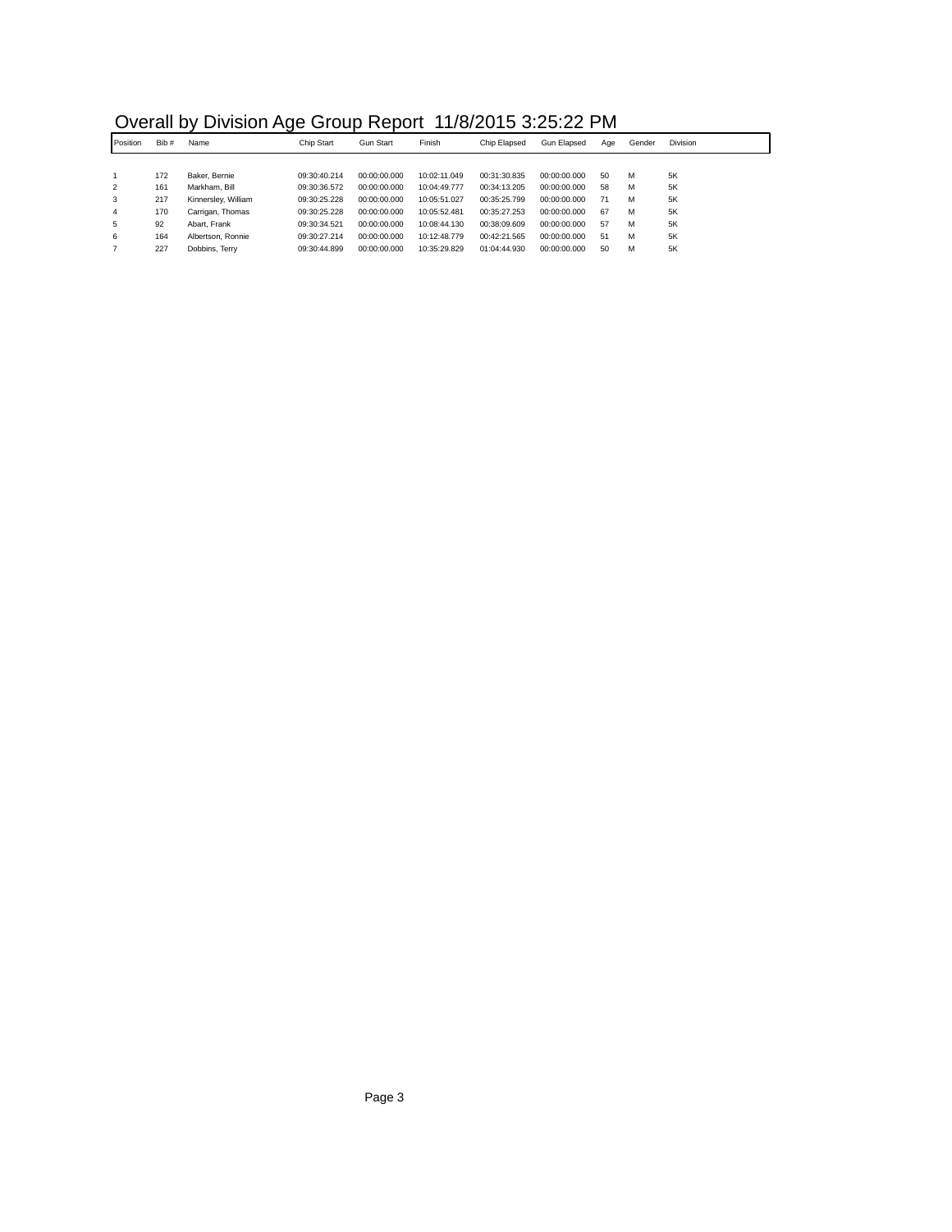# Overall by Division Age Group Report  11/8/2015 3:25:22 PM

| Position | Bib # | Name | Chip Start | Gun Start | Finish | Chip Elapsed | Gun Elapsed | Age | Gender | Division |
|---|---|---|---|---|---|---|---|---|---|---|
| 1 | 172 | Baker, Bernie | 09:30:40.214 | 00:00:00.000 | 10:02:11.049 | 00:31:30.835 | 00:00:00.000 | 50 | M | 5K |
| 2 | 161 | Markham, Bill | 09:30:36.572 | 00:00:00.000 | 10:04:49.777 | 00:34:13.205 | 00:00:00.000 | 58 | M | 5K |
| 3 | 217 | Kinnersley, William | 09:30:25.228 | 00:00:00.000 | 10:05:51.027 | 00:35:25.799 | 00:00:00.000 | 71 | M | 5K |
| 4 | 170 | Carrigan, Thomas | 09:30:25.228 | 00:00:00.000 | 10:05:52.481 | 00:35:27.253 | 00:00:00.000 | 67 | M | 5K |
| 5 | 92 | Abart, Frank | 09:30:34.521 | 00:00:00.000 | 10:08:44.130 | 00:38:09.609 | 00:00:00.000 | 57 | M | 5K |
| 6 | 164 | Albertson, Ronnie | 09:30:27.214 | 00:00:00.000 | 10:12:48.779 | 00:42:21.565 | 00:00:00.000 | 51 | M | 5K |
| 7 | 227 | Dobbins, Terry | 09:30:44.899 | 00:00:00.000 | 10:35:29.829 | 01:04:44.930 | 00:00:00.000 | 50 | M | 5K |